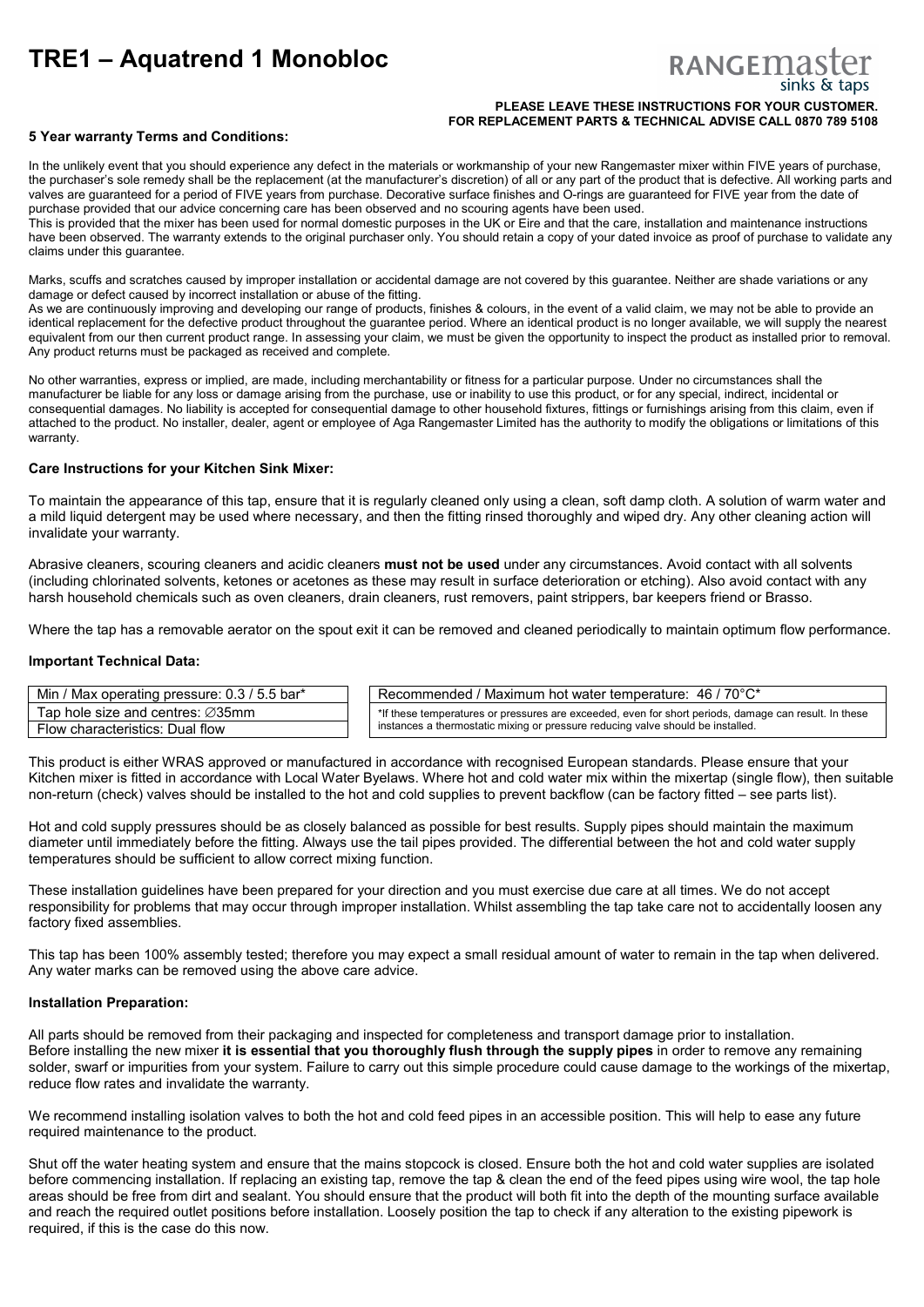# TRE1 – Aquatrend 1 Monobloc

RANGEMASTER sinks & taps

**PLEASE LEAVE THESE INSTRUCTIONS FOR YOUR CUSTOMER.**
**FOR REPLACEMENT PARTS & TECHNICAL ADVISE CALL 0870 789 5108**

### 5 Year warranty Terms and Conditions:

In the unlikely event that you should experience any defect in the materials or workmanship of your new Rangemaster mixer within FIVE years of purchase, the purchaser's sole remedy shall be the replacement (at the manufacturer's discretion) of all or any part of the product that is defective. All working parts and valves are guaranteed for a period of FIVE years from purchase. Decorative surface finishes and O-rings are guaranteed for FIVE year from the date of purchase provided that our advice concerning care has been observed and no scouring agents have been used.
This is provided that the mixer has been used for normal domestic purposes in the UK or Eire and that the care, installation and maintenance instructions have been observed. The warranty extends to the original purchaser only. You should retain a copy of your dated invoice as proof of purchase to validate any claims under this guarantee.

Marks, scuffs and scratches caused by improper installation or accidental damage are not covered by this guarantee. Neither are shade variations or any damage or defect caused by incorrect installation or abuse of the fitting.
As we are continuously improving and developing our range of products, finishes & colours, in the event of a valid claim, we may not be able to provide an identical replacement for the defective product throughout the guarantee period. Where an identical product is no longer available, we will supply the nearest equivalent from our then current product range. In assessing your claim, we must be given the opportunity to inspect the product as installed prior to removal. Any product returns must be packaged as received and complete.

No other warranties, express or implied, are made, including merchantability or fitness for a particular purpose. Under no circumstances shall the manufacturer be liable for any loss or damage arising from the purchase, use or inability to use this product, or for any special, indirect, incidental or consequential damages. No liability is accepted for consequential damage to other household fixtures, fittings or furnishings arising from this claim, even if attached to the product. No installer, dealer, agent or employee of Aga Rangemaster Limited has the authority to modify the obligations or limitations of this warranty.

### Care Instructions for your Kitchen Sink Mixer:

To maintain the appearance of this tap, ensure that it is regularly cleaned only using a clean, soft damp cloth. A solution of warm water and a mild liquid detergent may be used where necessary, and then the fitting rinsed thoroughly and wiped dry. Any other cleaning action will invalidate your warranty.

Abrasive cleaners, scouring cleaners and acidic cleaners **must not be used** under any circumstances. Avoid contact with all solvents (including chlorinated solvents, ketones or acetones as these may result in surface deterioration or etching). Also avoid contact with any harsh household chemicals such as oven cleaners, drain cleaners, rust removers, paint strippers, bar keepers friend or Brasso.

Where the tap has a removable aerator on the spout exit it can be removed and cleaned periodically to maintain optimum flow performance.

### Important Technical Data:

| |
|---|
| Min / Max operating pressure: 0.3 / 5.5 bar* |
| Tap hole size and centres: ∅35mm |
| Flow characteristics: Dual flow |

| |
|---|
| Recommended / Maximum hot water temperature: 46 / 70°C* |
| *If these temperatures or pressures are exceeded, even for short periods, damage can result. In these instances a thermostatic mixing or pressure reducing valve should be installed. |

This product is either WRAS approved or manufactured in accordance with recognised European standards. Please ensure that your Kitchen mixer is fitted in accordance with Local Water Byelaws. Where hot and cold water mix within the mixertap (single flow), then suitable non-return (check) valves should be installed to the hot and cold supplies to prevent backflow (can be factory fitted – see parts list).

Hot and cold supply pressures should be as closely balanced as possible for best results. Supply pipes should maintain the maximum diameter until immediately before the fitting. Always use the tail pipes provided. The differential between the hot and cold water supply temperatures should be sufficient to allow correct mixing function.

These installation guidelines have been prepared for your direction and you must exercise due care at all times. We do not accept responsibility for problems that may occur through improper installation. Whilst assembling the tap take care not to accidentally loosen any factory fixed assemblies.

This tap has been 100% assembly tested; therefore you may expect a small residual amount of water to remain in the tap when delivered. Any water marks can be removed using the above care advice.

### Installation Preparation:

All parts should be removed from their packaging and inspected for completeness and transport damage prior to installation.
Before installing the new mixer **it is essential that you thoroughly flush through the supply pipes** in order to remove any remaining solder, swarf or impurities from your system. Failure to carry out this simple procedure could cause damage to the workings of the mixertap, reduce flow rates and invalidate the warranty.

We recommend installing isolation valves to both the hot and cold feed pipes in an accessible position. This will help to ease any future required maintenance to the product.

Shut off the water heating system and ensure that the mains stopcock is closed. Ensure both the hot and cold water supplies are isolated before commencing installation. If replacing an existing tap, remove the tap & clean the end of the feed pipes using wire wool, the tap hole areas should be free from dirt and sealant. You should ensure that the product will both fit into the depth of the mounting surface available and reach the required outlet positions before installation. Loosely position the tap to check if any alteration to the existing pipework is required, if this is the case do this now.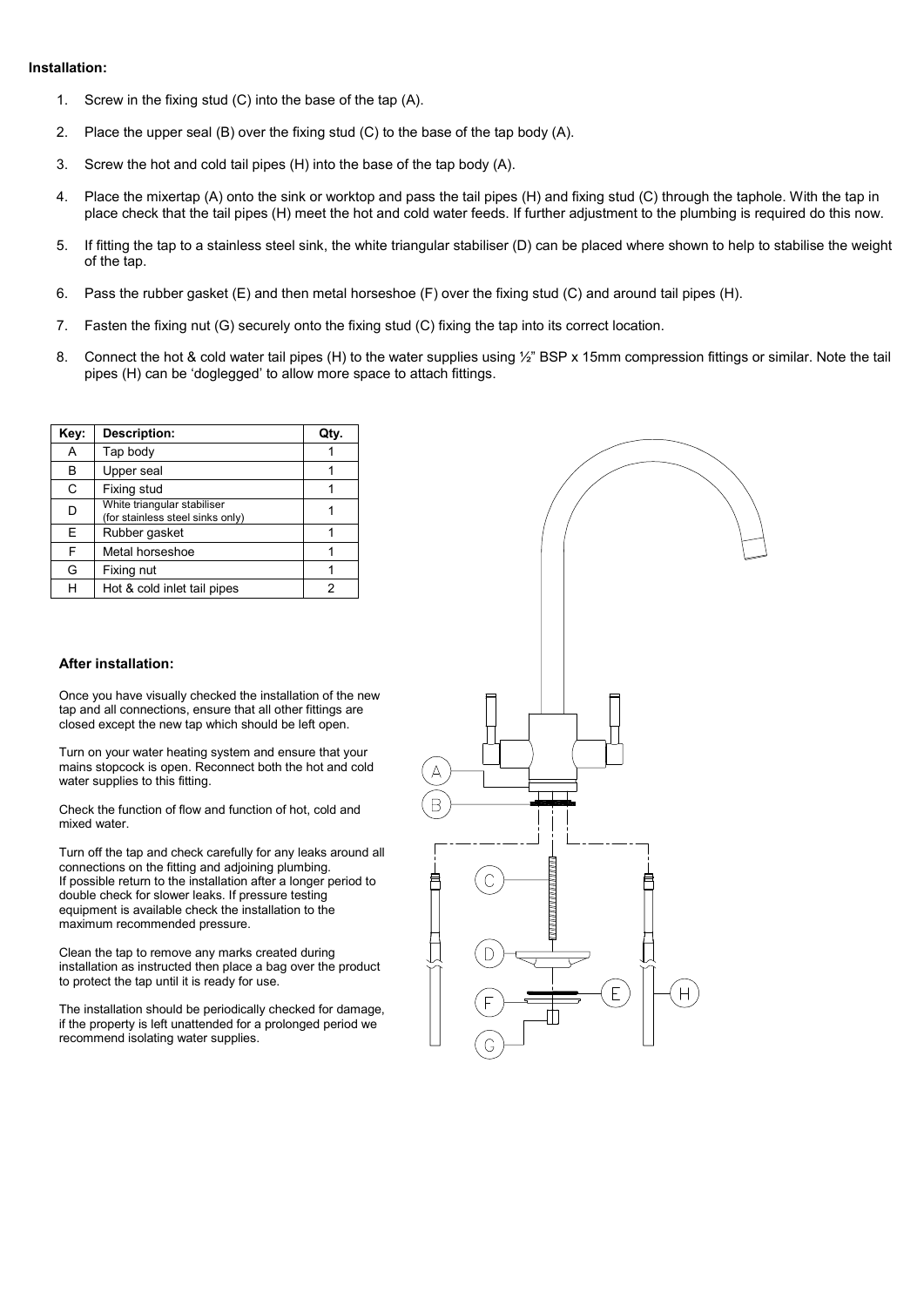**Installation:**

1. Screw in the fixing stud (C) into the base of the tap (A).
2. Place the upper seal (B) over the fixing stud (C) to the base of the tap body (A).
3. Screw the hot and cold tail pipes (H) into the base of the tap body (A).
4. Place the mixertap (A) onto the sink or worktop and pass the tail pipes (H) and fixing stud (C) through the taphole. With the tap in place check that the tail pipes (H) meet the hot and cold water feeds. If further adjustment to the plumbing is required do this now.
5. If fitting the tap to a stainless steel sink, the white triangular stabiliser (D) can be placed where shown to help to stabilise the weight of the tap.
6. Pass the rubber gasket (E) and then metal horseshoe (F) over the fixing stud (C) and around tail pipes (H).
7. Fasten the fixing nut (G) securely onto the fixing stud (C) fixing the tap into its correct location.
8. Connect the hot & cold water tail pipes (H) to the water supplies using ½" BSP x 15mm compression fittings or similar. Note the tail pipes (H) can be 'doglegged' to allow more space to attach fittings.

| Key: | Description: | Qty. |
|---|---|---|
| A | Tap body | 1 |
| B | Upper seal | 1 |
| C | Fixing stud | 1 |
| D | White triangular stabiliser (for stainless steel sinks only) | 1 |
| E | Rubber gasket | 1 |
| F | Metal horseshoe | 1 |
| G | Fixing nut | 1 |
| H | Hot & cold inlet tail pipes | 2 |

**After installation:**

Once you have visually checked the installation of the new tap and all connections, ensure that all other fittings are closed except the new tap which should be left open.

Turn on your water heating system and ensure that your mains stopcock is open. Reconnect both the hot and cold water supplies to this fitting.

Check the function of flow and function of hot, cold and mixed water.

Turn off the tap and check carefully for any leaks around all connections on the fitting and adjoining plumbing.
If possible return to the installation after a longer period to double check for slower leaks. If pressure testing equipment is available check the installation to the maximum recommended pressure.

Clean the tap to remove any marks created during installation as instructed then place a bag over the product to protect the tap until it is ready for use.

The installation should be periodically checked for damage, if the property is left unattended for a prolonged period we recommend isolating water supplies.

A
B
C
D
E
F
G
H